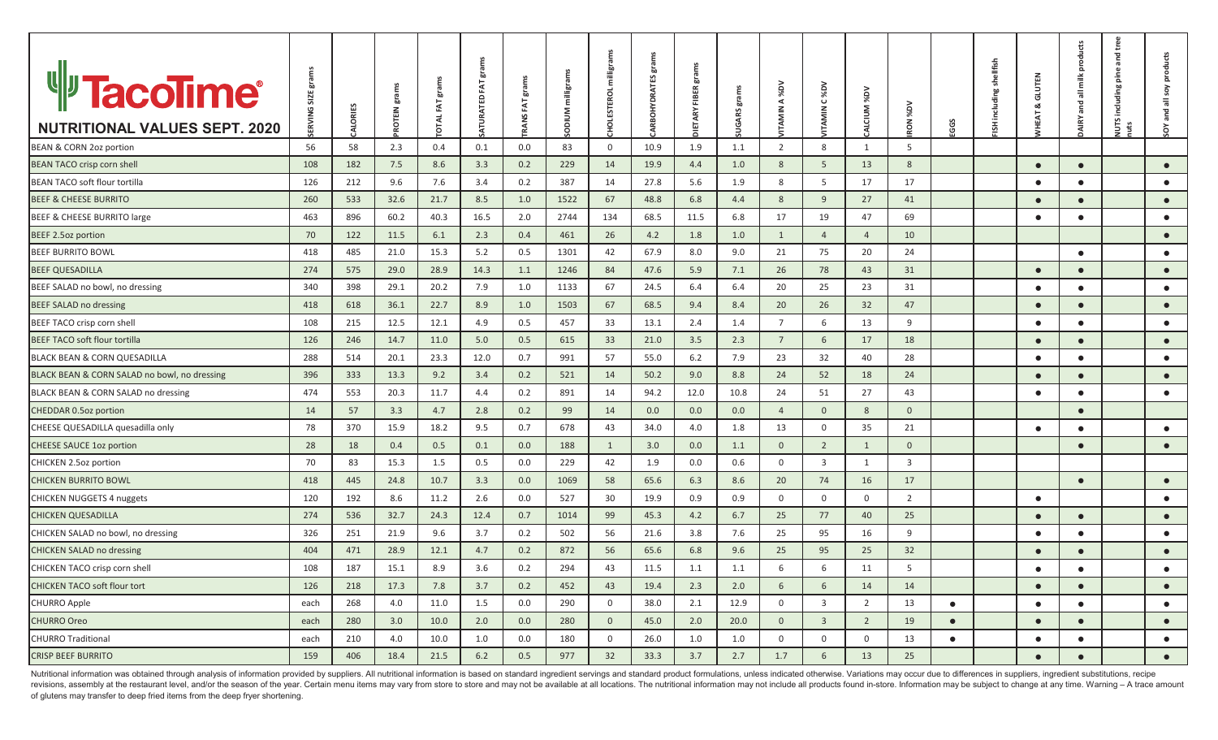# TacoTime®

## NUTRITIONAL VALUES SEPT. 2020

| NUTRITIONAL VALUES SEPT. 2020 | SERVING SIZE grams | CALORIES | PROTEIN grams | TOTAL FAT grams | SATURATED FAT grams | TRANS FAT grams | SODIUM milligrams | CHOLESTEROL milligrams | CARBOHYDRATES grams | DIETARY FIBER grams | SUGARS grams | VITAMIN A %DV | VITAMIN C %DV | CALCIUM %DV | IRON %DV | EGGS | FISH including shellfish | WHEAT & GLUTEN | DAIRY and all milk products | NUTS including pine and tree nuts | SOY and all soy products |
|---|---|---|---|---|---|---|---|---|---|---|---|---|---|---|---|---|---|---|---|---|---|
| BEAN & CORN 2oz portion | 56 | 58 | 2.3 | 0.4 | 0.1 | 0.0 | 83 | 0 | 10.9 | 1.9 | 1.1 | 2 | 8 | 1 | 5 | | | | | | |
| BEAN TACO crisp corn shell | 108 | 182 | 7.5 | 8.6 | 3.3 | 0.2 | 229 | 14 | 19.9 | 4.4 | 1.0 | 8 | 5 | 13 | 8 | | | ● | ● | | ● |
| BEAN TACO soft flour tortilla | 126 | 212 | 9.6 | 7.6 | 3.4 | 0.2 | 387 | 14 | 27.8 | 5.6 | 1.9 | 8 | 5 | 17 | 17 | | | ● | ● | | ● |
| BEEF & CHEESE BURRITO | 260 | 533 | 32.6 | 21.7 | 8.5 | 1.0 | 1522 | 67 | 48.8 | 6.8 | 4.4 | 8 | 9 | 27 | 41 | | | ● | ● | | ● |
| BEEF & CHEESE BURRITO large | 463 | 896 | 60.2 | 40.3 | 16.5 | 2.0 | 2744 | 134 | 68.5 | 11.5 | 6.8 | 17 | 19 | 47 | 69 | | | ● | ● | | ● |
| BEEF 2.5oz portion | 70 | 122 | 11.5 | 6.1 | 2.3 | 0.4 | 461 | 26 | 4.2 | 1.8 | 1.0 | 1 | 4 | 4 | 10 | | | | | | ● |
| BEEF BURRITO BOWL | 418 | 485 | 21.0 | 15.3 | 5.2 | 0.5 | 1301 | 42 | 67.9 | 8.0 | 9.0 | 21 | 75 | 20 | 24 | | | | ● | | ● |
| BEEF QUESADILLA | 274 | 575 | 29.0 | 28.9 | 14.3 | 1.1 | 1246 | 84 | 47.6 | 5.9 | 7.1 | 26 | 78 | 43 | 31 | | | ● | ● | | ● |
| BEEF SALAD no bowl, no dressing | 340 | 398 | 29.1 | 20.2 | 7.9 | 1.0 | 1133 | 67 | 24.5 | 6.4 | 6.4 | 20 | 25 | 23 | 31 | | | ● | ● | | ● |
| BEEF SALAD no dressing | 418 | 618 | 36.1 | 22.7 | 8.9 | 1.0 | 1503 | 67 | 68.5 | 9.4 | 8.4 | 20 | 26 | 32 | 47 | | | ● | ● | | ● |
| BEEF TACO crisp corn shell | 108 | 215 | 12.5 | 12.1 | 4.9 | 0.5 | 457 | 33 | 13.1 | 2.4 | 1.4 | 7 | 6 | 13 | 9 | | | ● | ● | | ● |
| BEEF TACO soft flour tortilla | 126 | 246 | 14.7 | 11.0 | 5.0 | 0.5 | 615 | 33 | 21.0 | 3.5 | 2.3 | 7 | 6 | 17 | 18 | | | ● | ● | | ● |
| BLACK BEAN & CORN QUESADILLA | 288 | 514 | 20.1 | 23.3 | 12.0 | 0.7 | 991 | 57 | 55.0 | 6.2 | 7.9 | 23 | 32 | 40 | 28 | | | ● | ● | | ● |
| BLACK BEAN & CORN SALAD no bowl, no dressing | 396 | 333 | 13.3 | 9.2 | 3.4 | 0.2 | 521 | 14 | 50.2 | 9.0 | 8.8 | 24 | 52 | 18 | 24 | | | ● | ● | | ● |
| BLACK BEAN & CORN SALAD no dressing | 474 | 553 | 20.3 | 11.7 | 4.4 | 0.2 | 891 | 14 | 94.2 | 12.0 | 10.8 | 24 | 51 | 27 | 43 | | | ● | ● | | ● |
| CHEDDAR 0.5oz portion | 14 | 57 | 3.3 | 4.7 | 2.8 | 0.2 | 99 | 14 | 0.0 | 0.0 | 0.0 | 4 | 0 | 8 | 0 | | | | ● | | |
| CHEESE QUESADILLA quesadilla only | 78 | 370 | 15.9 | 18.2 | 9.5 | 0.7 | 678 | 43 | 34.0 | 4.0 | 1.8 | 13 | 0 | 35 | 21 | | | ● | ● | | ● |
| CHEESE SAUCE 1oz portion | 28 | 18 | 0.4 | 0.5 | 0.1 | 0.0 | 188 | 1 | 3.0 | 0.0 | 1.1 | 0 | 2 | 1 | 0 | | | | ● | | ● |
| CHICKEN 2.5oz portion | 70 | 83 | 15.3 | 1.5 | 0.5 | 0.0 | 229 | 42 | 1.9 | 0.0 | 0.6 | 0 | 3 | 1 | 3 | | | | | | |
| CHICKEN BURRITO BOWL | 418 | 445 | 24.8 | 10.7 | 3.3 | 0.0 | 1069 | 58 | 65.6 | 6.3 | 8.6 | 20 | 74 | 16 | 17 | | | | ● | | ● |
| CHICKEN NUGGETS 4 nuggets | 120 | 192 | 8.6 | 11.2 | 2.6 | 0.0 | 527 | 30 | 19.9 | 0.9 | 0.9 | 0 | 0 | 0 | 2 | | | ● | | | ● |
| CHICKEN QUESADILLA | 274 | 536 | 32.7 | 24.3 | 12.4 | 0.7 | 1014 | 99 | 45.3 | 4.2 | 6.7 | 25 | 77 | 40 | 25 | | | ● | ● | | ● |
| CHICKEN SALAD no bowl, no dressing | 326 | 251 | 21.9 | 9.6 | 3.7 | 0.2 | 502 | 56 | 21.6 | 3.8 | 7.6 | 25 | 95 | 16 | 9 | | | ● | ● | | ● |
| CHICKEN SALAD no dressing | 404 | 471 | 28.9 | 12.1 | 4.7 | 0.2 | 872 | 56 | 65.6 | 6.8 | 9.6 | 25 | 95 | 25 | 32 | | | ● | ● | | ● |
| CHICKEN TACO crisp corn shell | 108 | 187 | 15.1 | 8.9 | 3.6 | 0.2 | 294 | 43 | 11.5 | 1.1 | 1.1 | 6 | 6 | 11 | 5 | | | ● | ● | | ● |
| CHICKEN TACO soft flour tort | 126 | 218 | 17.3 | 7.8 | 3.7 | 0.2 | 452 | 43 | 19.4 | 2.3 | 2.0 | 6 | 6 | 14 | 14 | | | ● | ● | | ● |
| CHURRO Apple | each | 268 | 4.0 | 11.0 | 1.5 | 0.0 | 290 | 0 | 38.0 | 2.1 | 12.9 | 0 | 3 | 2 | 13 | ● | | ● | ● | | ● |
| CHURRO Oreo | each | 280 | 3.0 | 10.0 | 2.0 | 0.0 | 280 | 0 | 45.0 | 2.0 | 20.0 | 0 | 3 | 2 | 19 | ● | | ● | ● | | ● |
| CHURRO Traditional | each | 210 | 4.0 | 10.0 | 1.0 | 0.0 | 180 | 0 | 26.0 | 1.0 | 1.0 | 0 | 0 | 0 | 13 | ● | | ● | ● | | ● |
| CRISP BEEF BURRITO | 159 | 406 | 18.4 | 21.5 | 6.2 | 0.5 | 977 | 32 | 33.3 | 3.7 | 2.7 | 1.7 | 6 | 13 | 25 | | | ● | ● | | ● |

Nutritional information was obtained through analysis of information provided by suppliers. All nutritional information is based on standard ingredient servings and standard product formulations, unless indicated otherwise. Variations may occur due to differences in suppliers, ingredient substitutions, recipe revisions, assembly at the restaurant level, and/or the season of the year. Certain menu items may vary from store to store and may not be available at all locations. The nutritional information may not include all products found in-store. Information may be subject to change at any time. Warning – A trace amount of glutens may transfer to deep fried items from the deep fryer shortening.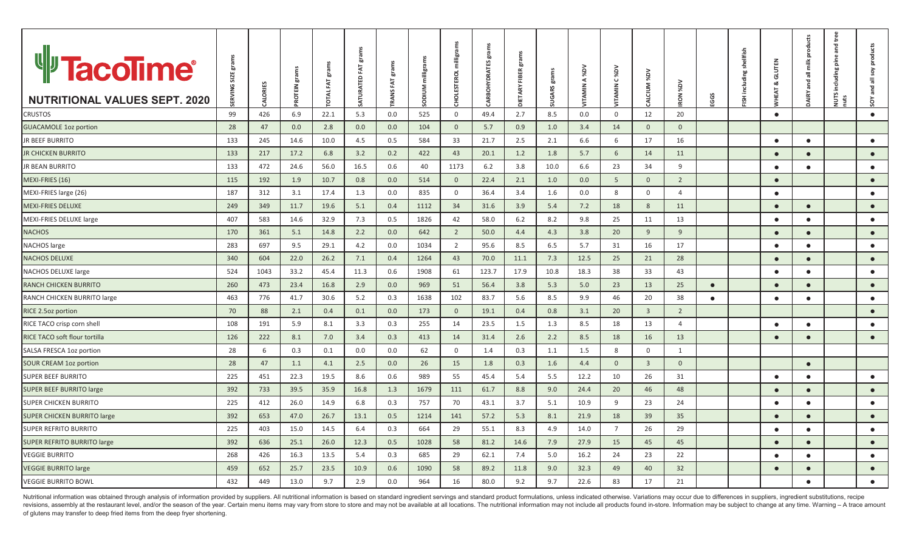| TacoTime® NUTRITIONAL VALUES SEPT. 2020 | SERVING SIZE grams | CALORIES | PROTEIN grams | TOTAL FAT grams | SATURATED FAT grams | TRANS FAT grams | SODIUM milligrams | CHOLESTEROL milligrams | CARBOHYDRATES grams | DIETARY FIBER grams | SUGARS grams | VITAMIN A %DV | VITAMIN C %DV | CALCIUM %DV | IRON %DV | EGGS | FISH including shellfish | WHEAT & GLUTEN | DAIRY and all milk products | NUTS including pine and tree nuts | SOY and all soy products |
|---|---|---|---|---|---|---|---|---|---|---|---|---|---|---|---|---|---|---|---|---|---|
| CRUSTOS | 99 | 426 | 6.9 | 22.1 | 5.3 | 0.0 | 525 | 0 | 49.4 | 2.7 | 8.5 | 0.0 | 0 | 12 | 20 | | | ● | | | ● |
| GUACAMOLE 1oz portion | 28 | 47 | 0.0 | 2.8 | 0.0 | 0.0 | 104 | 0 | 5.7 | 0.9 | 1.0 | 3.4 | 14 | 0 | 0 | | | | | | |
| JR BEEF BURRITO | 133 | 245 | 14.6 | 10.0 | 4.5 | 0.5 | 584 | 33 | 21.7 | 2.5 | 2.1 | 6.6 | 6 | 17 | 16 | | | ● | ● | | ● |
| JR CHICKEN BURRITO | 133 | 217 | 17.2 | 6.8 | 3.2 | 0.2 | 422 | 43 | 20.1 | 1.2 | 1.8 | 5.7 | 6 | 14 | 11 | | | ● | ● | | ● |
| JR BEAN BURRITO | 133 | 472 | 24.6 | 56.0 | 16.5 | 0.6 | 40 | 1173 | 6.2 | 3.8 | 10.0 | 6.6 | 23 | 34 | 9 | | | ● | ● | | ● |
| MEXI-FRIES (16) | 115 | 192 | 1.9 | 10.7 | 0.8 | 0.0 | 514 | 0 | 22.4 | 2.1 | 1.0 | 0.0 | 5 | 0 | 2 | | | ● | | | ● |
| MEXI-FRIES large (26) | 187 | 312 | 3.1 | 17.4 | 1.3 | 0.0 | 835 | 0 | 36.4 | 3.4 | 1.6 | 0.0 | 8 | 0 | 4 | | | ● | | | ● |
| MEXI-FRIES DELUXE | 249 | 349 | 11.7 | 19.6 | 5.1 | 0.4 | 1112 | 34 | 31.6 | 3.9 | 5.4 | 7.2 | 18 | 8 | 11 | | | ● | ● | | ● |
| MEXI-FRIES DELUXE large | 407 | 583 | 14.6 | 32.9 | 7.3 | 0.5 | 1826 | 42 | 58.0 | 6.2 | 8.2 | 9.8 | 25 | 11 | 13 | | | ● | ● | | ● |
| NACHOS | 170 | 361 | 5.1 | 14.8 | 2.2 | 0.0 | 642 | 2 | 50.0 | 4.4 | 4.3 | 3.8 | 20 | 9 | 9 | | | ● | ● | | ● |
| NACHOS large | 283 | 697 | 9.5 | 29.1 | 4.2 | 0.0 | 1034 | 2 | 95.6 | 8.5 | 6.5 | 5.7 | 31 | 16 | 17 | | | ● | ● | | ● |
| NACHOS DELUXE | 340 | 604 | 22.0 | 26.2 | 7.1 | 0.4 | 1264 | 43 | 70.0 | 11.1 | 7.3 | 12.5 | 25 | 21 | 28 | | | ● | ● | | ● |
| NACHOS DELUXE large | 524 | 1043 | 33.2 | 45.4 | 11.3 | 0.6 | 1908 | 61 | 123.7 | 17.9 | 10.8 | 18.3 | 38 | 33 | 43 | | | ● | ● | | ● |
| RANCH CHICKEN BURRITO | 260 | 473 | 23.4 | 16.8 | 2.9 | 0.0 | 969 | 51 | 56.4 | 3.8 | 5.3 | 5.0 | 23 | 13 | 25 | ● | | ● | ● | | ● |
| RANCH CHICKEN BURRITO large | 463 | 776 | 41.7 | 30.6 | 5.2 | 0.3 | 1638 | 102 | 83.7 | 5.6 | 8.5 | 9.9 | 46 | 20 | 38 | ● | | ● | ● | | ● |
| RICE 2.5oz portion | 70 | 88 | 2.1 | 0.4 | 0.1 | 0.0 | 173 | 0 | 19.1 | 0.4 | 0.8 | 3.1 | 20 | 3 | 2 | | | | | | ● |
| RICE TACO crisp corn shell | 108 | 191 | 5.9 | 8.1 | 3.3 | 0.3 | 255 | 14 | 23.5 | 1.5 | 1.3 | 8.5 | 18 | 13 | 4 | | | ● | ● | | ● |
| RICE TACO soft flour tortilla | 126 | 222 | 8.1 | 7.0 | 3.4 | 0.3 | 413 | 14 | 31.4 | 2.6 | 2.2 | 8.5 | 18 | 16 | 13 | | | ● | ● | | ● |
| SALSA FRESCA 1oz portion | 28 | 6 | 0.3 | 0.1 | 0.0 | 0.0 | 62 | 0 | 1.4 | 0.3 | 1.1 | 1.5 | 8 | 0 | 1 | | | | | | |
| SOUR CREAM 1oz portion | 28 | 47 | 1.1 | 4.1 | 2.5 | 0.0 | 26 | 15 | 1.8 | 0.3 | 1.6 | 4.4 | 0 | 3 | 0 | | | | ● | | |
| SUPER BEEF BURRITO | 225 | 451 | 22.3 | 19.5 | 8.6 | 0.6 | 989 | 55 | 45.4 | 5.4 | 5.5 | 12.2 | 10 | 26 | 31 | | | ● | ● | | ● |
| SUPER BEEF BURRITO large | 392 | 733 | 39.5 | 35.9 | 16.8 | 1.3 | 1679 | 111 | 61.7 | 8.8 | 9.0 | 24.4 | 20 | 46 | 48 | | | ● | ● | | ● |
| SUPER CHICKEN BURRITO | 225 | 412 | 26.0 | 14.9 | 6.8 | 0.3 | 757 | 70 | 43.1 | 3.7 | 5.1 | 10.9 | 9 | 23 | 24 | | | ● | ● | | ● |
| SUPER CHICKEN BURRITO large | 392 | 653 | 47.0 | 26.7 | 13.1 | 0.5 | 1214 | 141 | 57.2 | 5.3 | 8.1 | 21.9 | 18 | 39 | 35 | | | ● | ● | | ● |
| SUPER REFRITO BURRITO | 225 | 403 | 15.0 | 14.5 | 6.4 | 0.3 | 664 | 29 | 55.1 | 8.3 | 4.9 | 14.0 | 7 | 26 | 29 | | | ● | ● | | ● |
| SUPER REFRITO BURRITO large | 392 | 636 | 25.1 | 26.0 | 12.3 | 0.5 | 1028 | 58 | 81.2 | 14.6 | 7.9 | 27.9 | 15 | 45 | 45 | | | ● | ● | | ● |
| VEGGIE BURRITO | 268 | 426 | 16.3 | 13.5 | 5.4 | 0.3 | 685 | 29 | 62.1 | 7.4 | 5.0 | 16.2 | 24 | 23 | 22 | | | ● | ● | | ● |
| VEGGIE BURRITO large | 459 | 652 | 25.7 | 23.5 | 10.9 | 0.6 | 1090 | 58 | 89.2 | 11.8 | 9.0 | 32.3 | 49 | 40 | 32 | | | ● | ● | | ● |
| VEGGIE BURRITO BOWL | 432 | 449 | 13.0 | 9.7 | 2.9 | 0.0 | 964 | 16 | 80.0 | 9.2 | 9.7 | 22.6 | 83 | 17 | 21 | | | | ● | | ● |

Nutritional information was obtained through analysis of information provided by suppliers. All nutritional information is based on standard ingredient servings and standard product formulations, unless indicated otherwise. Variations may occur due to differences in suppliers, ingredient substitutions, recipe revisions, assembly at the restaurant level, and/or the season of the year. Certain menu items may vary from store to store and may not be available at all locations. The nutritional information may not include all products found in-store. Information may be subject to change at any time. Warning – A trace amount of glutens may transfer to deep fried items from the deep fryer shortening.